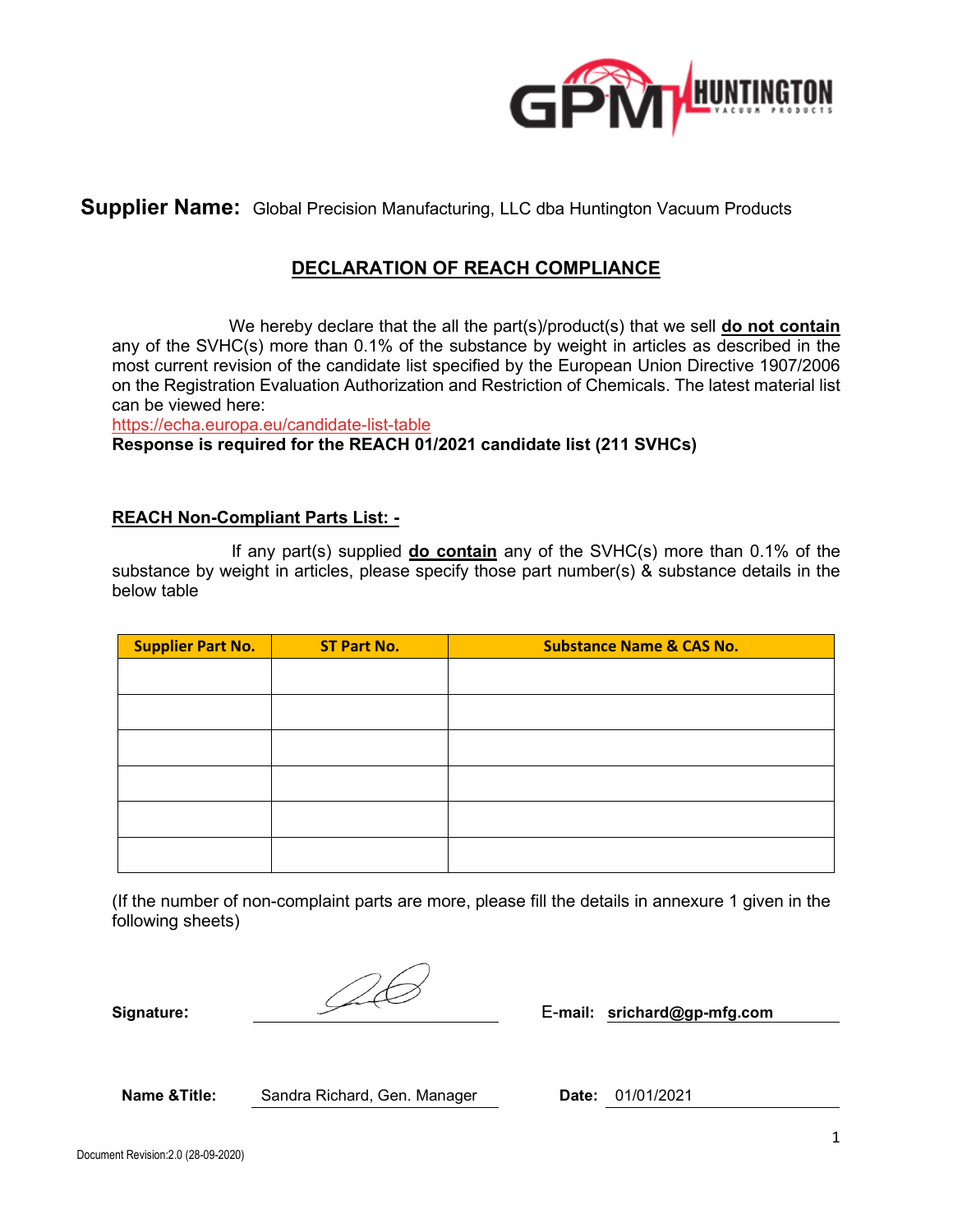**Supplier Name:** Global Precision Manufacturing, LLC dba Huntington Vacuum Products

## DECLARATION OF REACH COMPLIANCE

We hereby declare that the all the part(s)/product(s) that we sell **do not contain** any of the SVHC(s) more than 0.1% of the substance by weight in articles as described in the most current revision of the candidate list specified by the European Union Directive 1907/2006 on the Registration Evaluation Authorization and Restriction of Chemicals. The latest material list can be viewed here:
https://echa.europa.eu/candidate-list-table
**Response is required for the REACH 01/2021 candidate list (211 SVHCs)**

**REACH Non-Compliant Parts List: -**

If any part(s) supplied **do contain** any of the SVHC(s) more than 0.1% of the substance by weight in articles, please specify those part number(s) & substance details in the below table

| Supplier Part No. | ST Part No. | Substance Name & CAS No. |
|---|---|---|
| | | |
| | | |
| | | |
| | | |
| | | |
| | | |

(If the number of non-complaint parts are more, please fill the details in annexure 1 given in the following sheets)

**Signature:** [signature] E-mail: **srichard@gp-mfg.com**

**Name &Title:** Sandra Richard, Gen. Manager **Date:** 01/01/2021

Document Revision:2.0 (28-09-2020)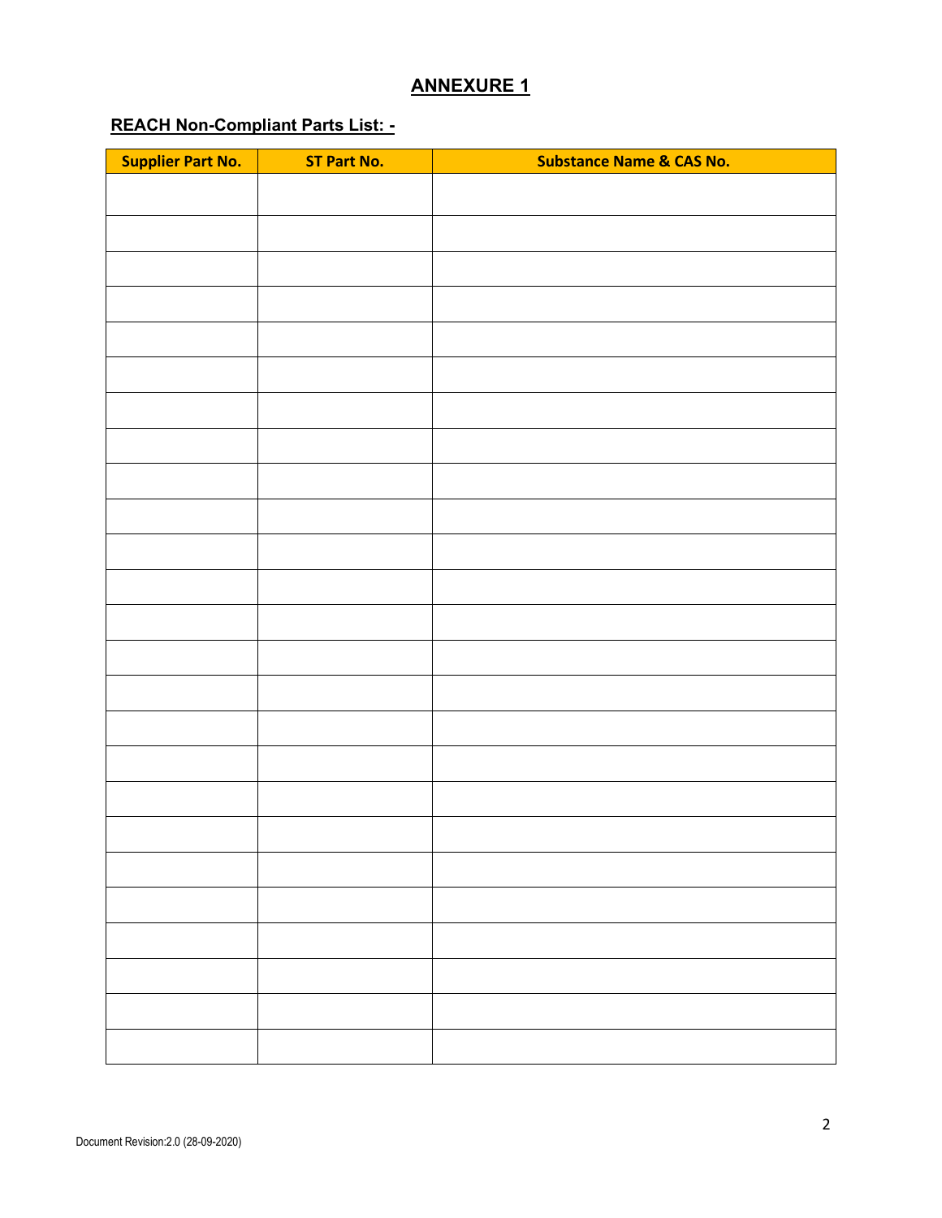## ANNEXURE 1

**REACH Non-Compliant Parts List: -**

| Supplier Part No. | ST Part No. | Substance Name & CAS No. |
| --- | --- | --- |
| | | |
| | | |
| | | |
| | | |
| | | |
| | | |
| | | |
| | | |
| | | |
| | | |
| | | |
| | | |
| | | |
| | | |
| | | |
| | | |
| | | |
| | | |
| | | |
| | | |
| | | |
| | | |
| | | |
| | | |
| | | |

Document Revision:2.0 (28-09-2020)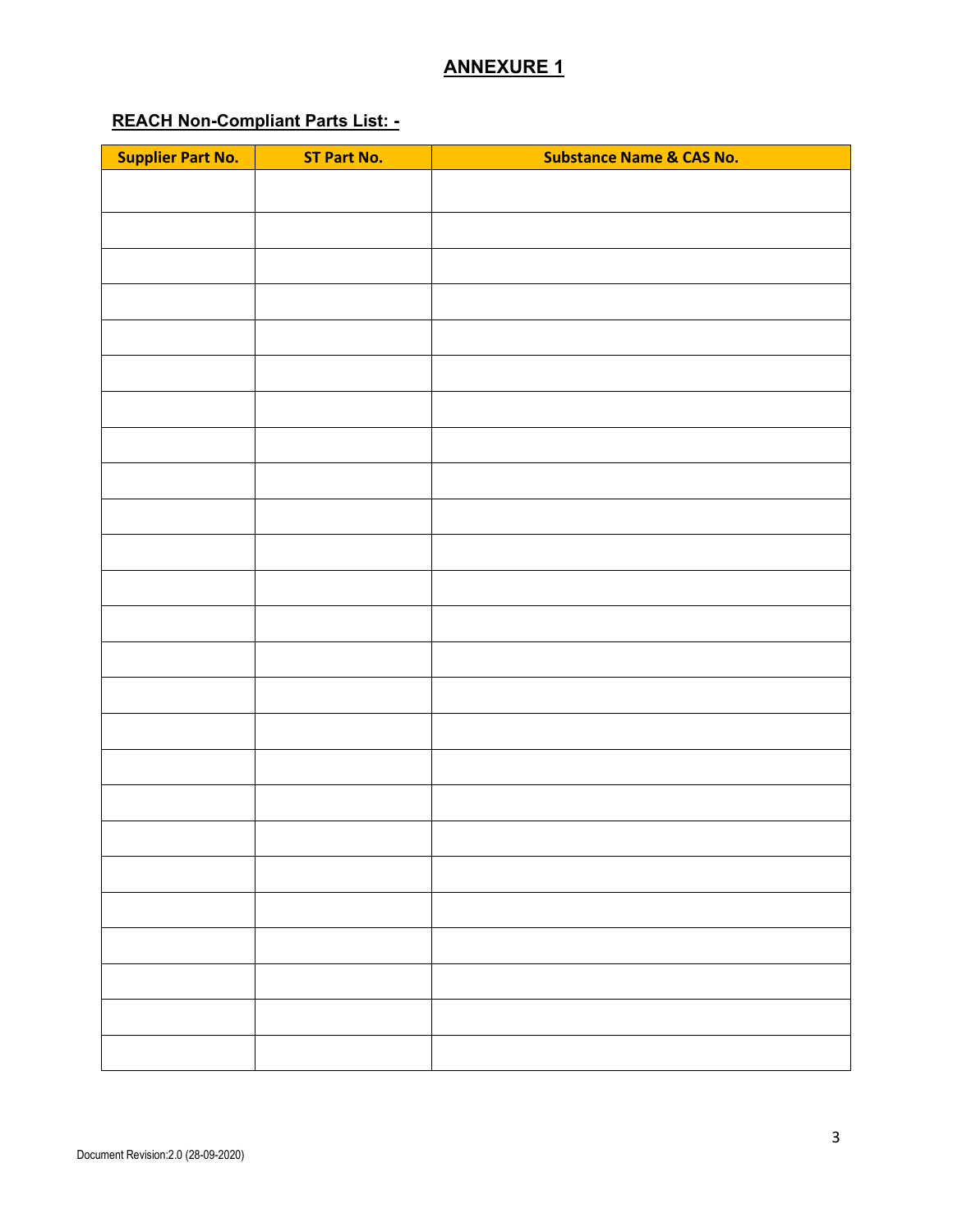# ANNEXURE 1

**REACH Non-Compliant Parts List: -**

| Supplier Part No. | ST Part No. | Substance Name & CAS No. |
|---|---|---|
| | | |
| | | |
| | | |
| | | |
| | | |
| | | |
| | | |
| | | |
| | | |
| | | |
| | | |
| | | |
| | | |
| | | |
| | | |
| | | |
| | | |
| | | |
| | | |
| | | |
| | | |
| | | |
| | | |
| | | |
| | | |
| | | |

Document Revision:2.0 (28-09-2020)